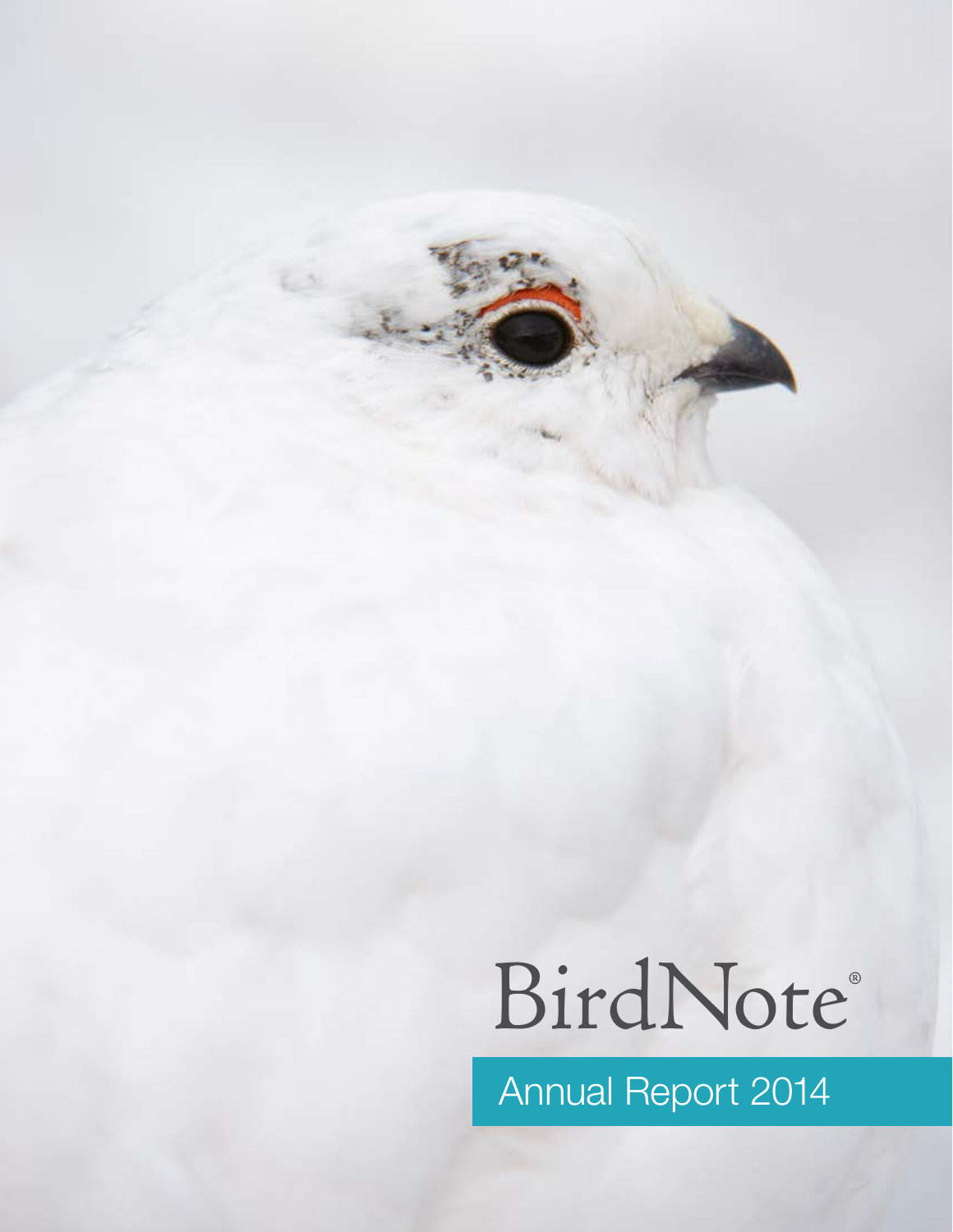# BirdNote®

## Annual Report 2014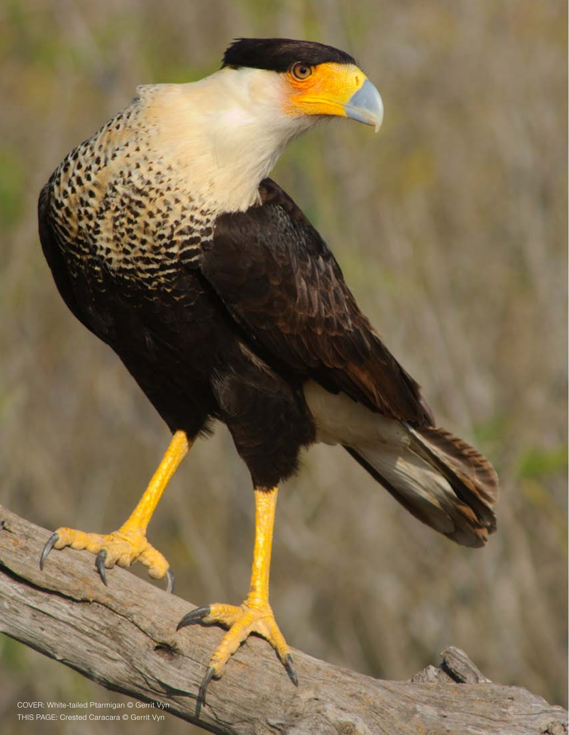COVER: White-tailed Ptarmigan © Gerrit Vyn
THIS PAGE: Crested Caracara © Gerrit Vyn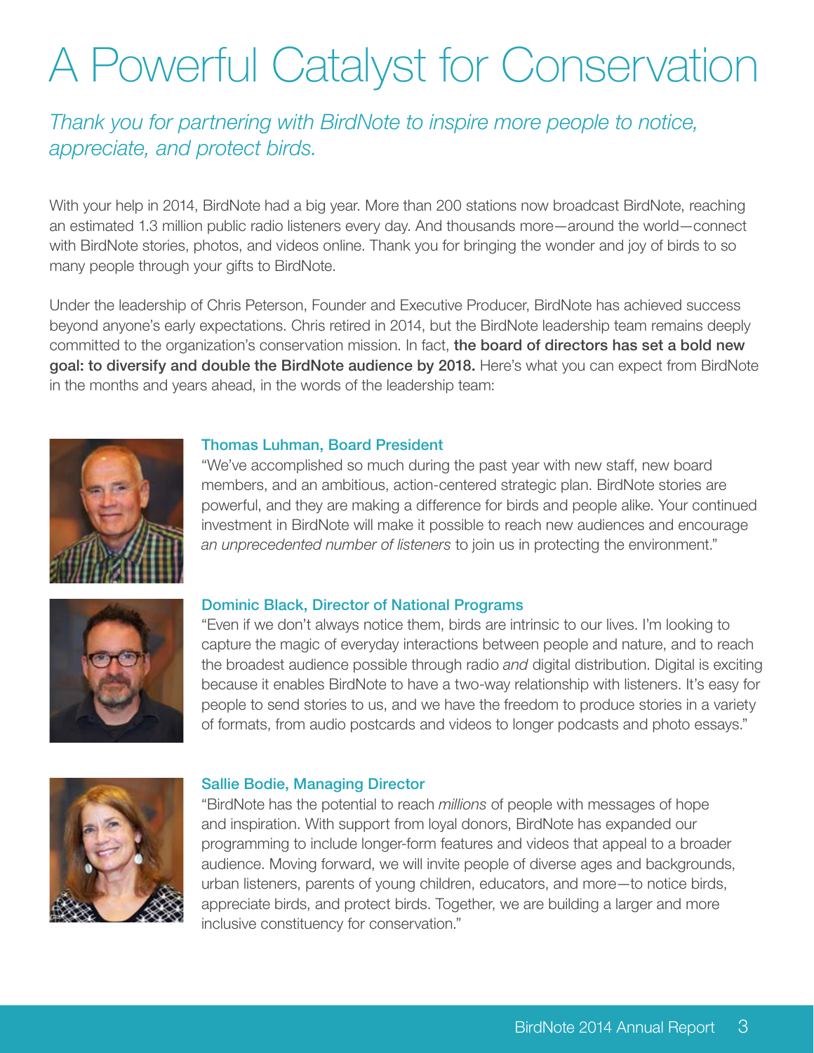# A Powerful Catalyst for Conservation

*Thank you for partnering with BirdNote to inspire more people to notice, appreciate, and protect birds.*

With your help in 2014, BirdNote had a big year. More than 200 stations now broadcast BirdNote, reaching an estimated 1.3 million public radio listeners every day. And thousands more—around the world—connect with BirdNote stories, photos, and videos online. Thank you for bringing the wonder and joy of birds to so many people through your gifts to BirdNote.

Under the leadership of Chris Peterson, Founder and Executive Producer, BirdNote has achieved success beyond anyone's early expectations. Chris retired in 2014, but the BirdNote leadership team remains deeply committed to the organization's conservation mission. In fact, **the board of directors has set a bold new goal: to diversify and double the BirdNote audience by 2018.** Here's what you can expect from BirdNote in the months and years ahead, in the words of the leadership team:

### Thomas Luhman, Board President

"We've accomplished so much during the past year with new staff, new board members, and an ambitious, action-centered strategic plan. BirdNote stories are powerful, and they are making a difference for birds and people alike. Your continued investment in BirdNote will make it possible to reach new audiences and encourage *an unprecedented number of listeners* to join us in protecting the environment."

### Dominic Black, Director of National Programs

"Even if we don't always notice them, birds are intrinsic to our lives. I'm looking to capture the magic of everyday interactions between people and nature, and to reach the broadest audience possible through radio *and* digital distribution. Digital is exciting because it enables BirdNote to have a two-way relationship with listeners. It's easy for people to send stories to us, and we have the freedom to produce stories in a variety of formats, from audio postcards and videos to longer podcasts and photo essays."

### Sallie Bodie, Managing Director

"BirdNote has the potential to reach *millions* of people with messages of hope and inspiration. With support from loyal donors, BirdNote has expanded our programming to include longer-form features and videos that appeal to a broader audience. Moving forward, we will invite people of diverse ages and backgrounds, urban listeners, parents of young children, educators, and more—to notice birds, appreciate birds, and protect birds. Together, we are building a larger and more inclusive constituency for conservation."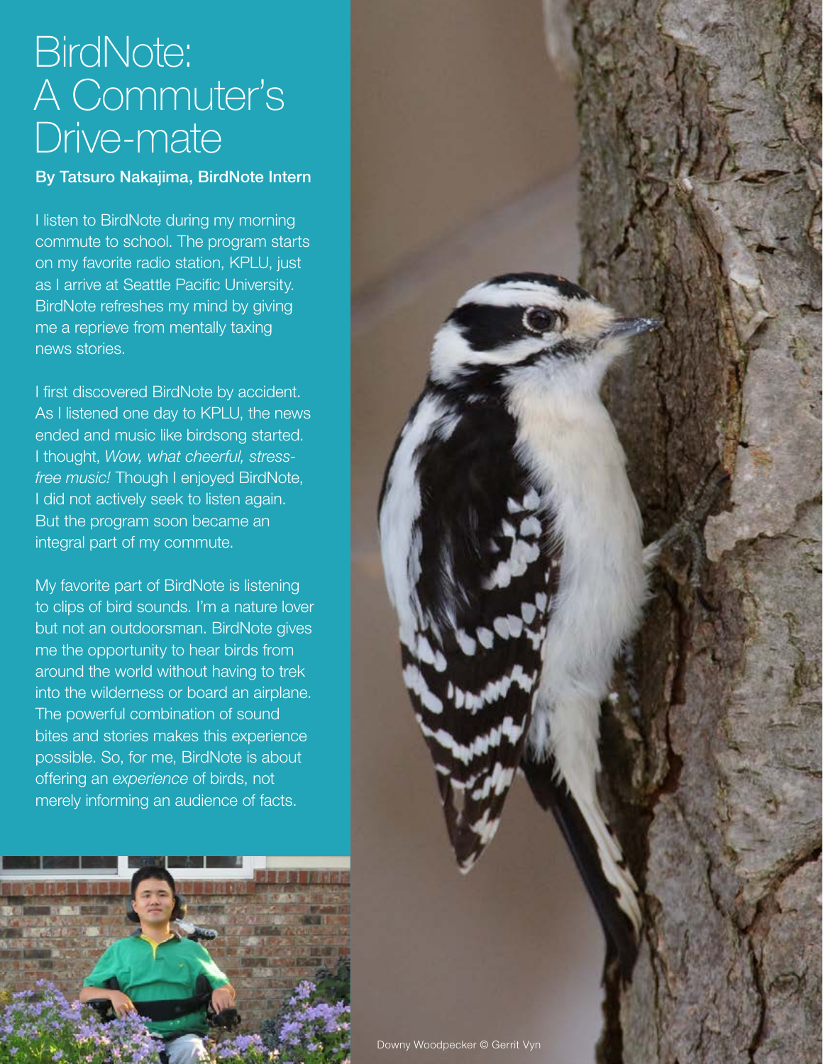# BirdNote: A Commuter's Drive-mate

**By Tatsuro Nakajima, BirdNote Intern**

I listen to BirdNote during my morning commute to school. The program starts on my favorite radio station, KPLU, just as I arrive at Seattle Pacific University. BirdNote refreshes my mind by giving me a reprieve from mentally taxing news stories.

I first discovered BirdNote by accident. As I listened one day to KPLU, the news ended and music like birdsong started. I thought, *Wow, what cheerful, stress-free music!* Though I enjoyed BirdNote, I did not actively seek to listen again. But the program soon became an integral part of my commute.

My favorite part of BirdNote is listening to clips of bird sounds. I'm a nature lover but not an outdoorsman. BirdNote gives me the opportunity to hear birds from around the world without having to trek into the wilderness or board an airplane. The powerful combination of sound bites and stories makes this experience possible. So, for me, BirdNote is about offering an *experience* of birds, not merely informing an audience of facts.

Downy Woodpecker © Gerrit Vyn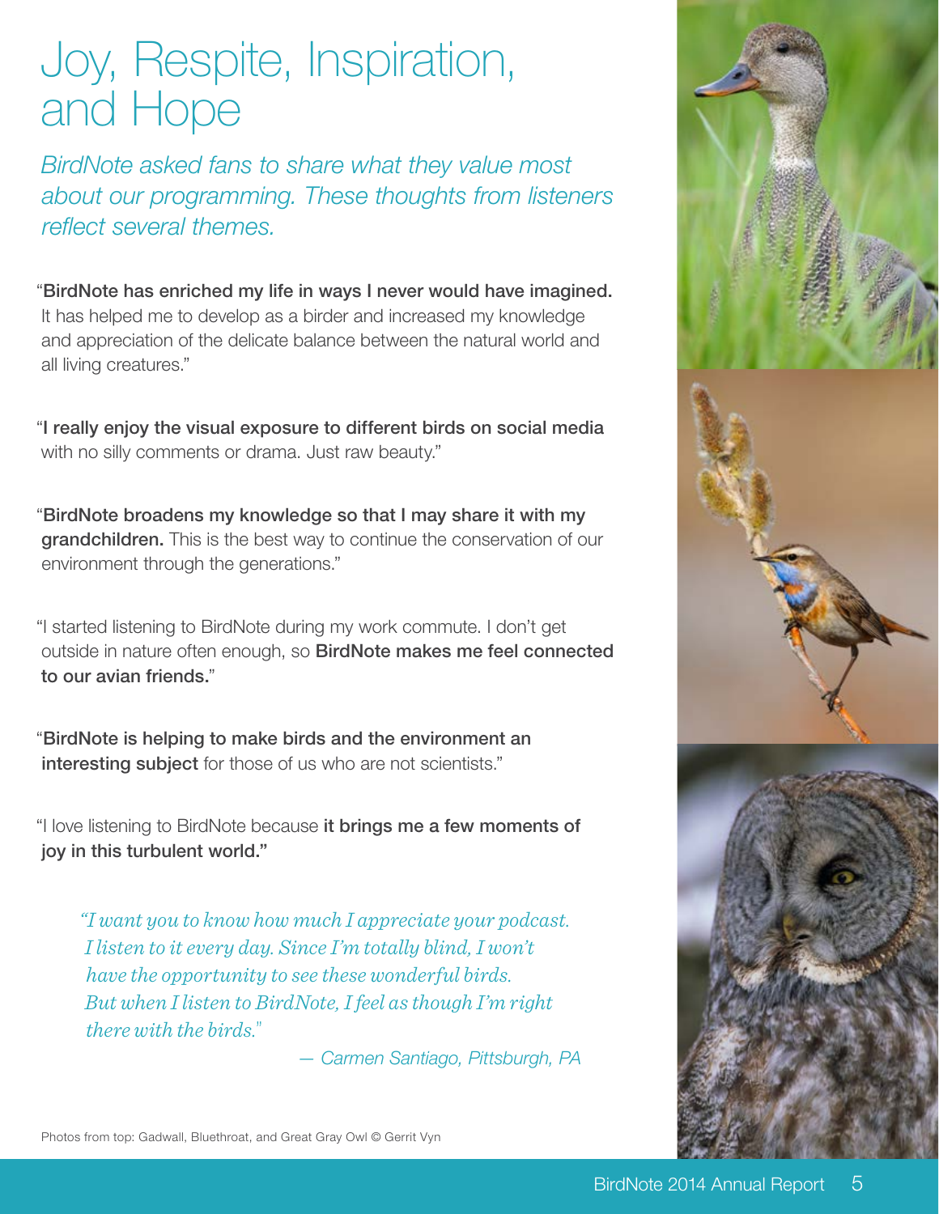# Joy, Respite, Inspiration, and Hope

*BirdNote asked fans to share what they value most about our programming. These thoughts from listeners reflect several themes.*

"**BirdNote has enriched my life in ways I never would have imagined.** It has helped me to develop as a birder and increased my knowledge and appreciation of the delicate balance between the natural world and all living creatures."

"**I really enjoy the visual exposure to different birds on social media** with no silly comments or drama. Just raw beauty."

"**BirdNote broadens my knowledge so that I may share it with my grandchildren.** This is the best way to continue the conservation of our environment through the generations."

"I started listening to BirdNote during my work commute. I don't get outside in nature often enough, so **BirdNote makes me feel connected to our avian friends.**"

"**BirdNote is helping to make birds and the environment an interesting subject** for those of us who are not scientists."

"I love listening to BirdNote because **it brings me a few moments of joy in this turbulent world."**

> *"I want you to know how much I appreciate your podcast. I listen to it every day. Since I'm totally blind, I won't have the opportunity to see these wonderful birds. But when I listen to BirdNote, I feel as though I'm right there with the birds."*
>
> *— Carmen Santiago, Pittsburgh, PA*

Photos from top: Gadwall, Bluethroat, and Great Gray Owl © Gerrit Vyn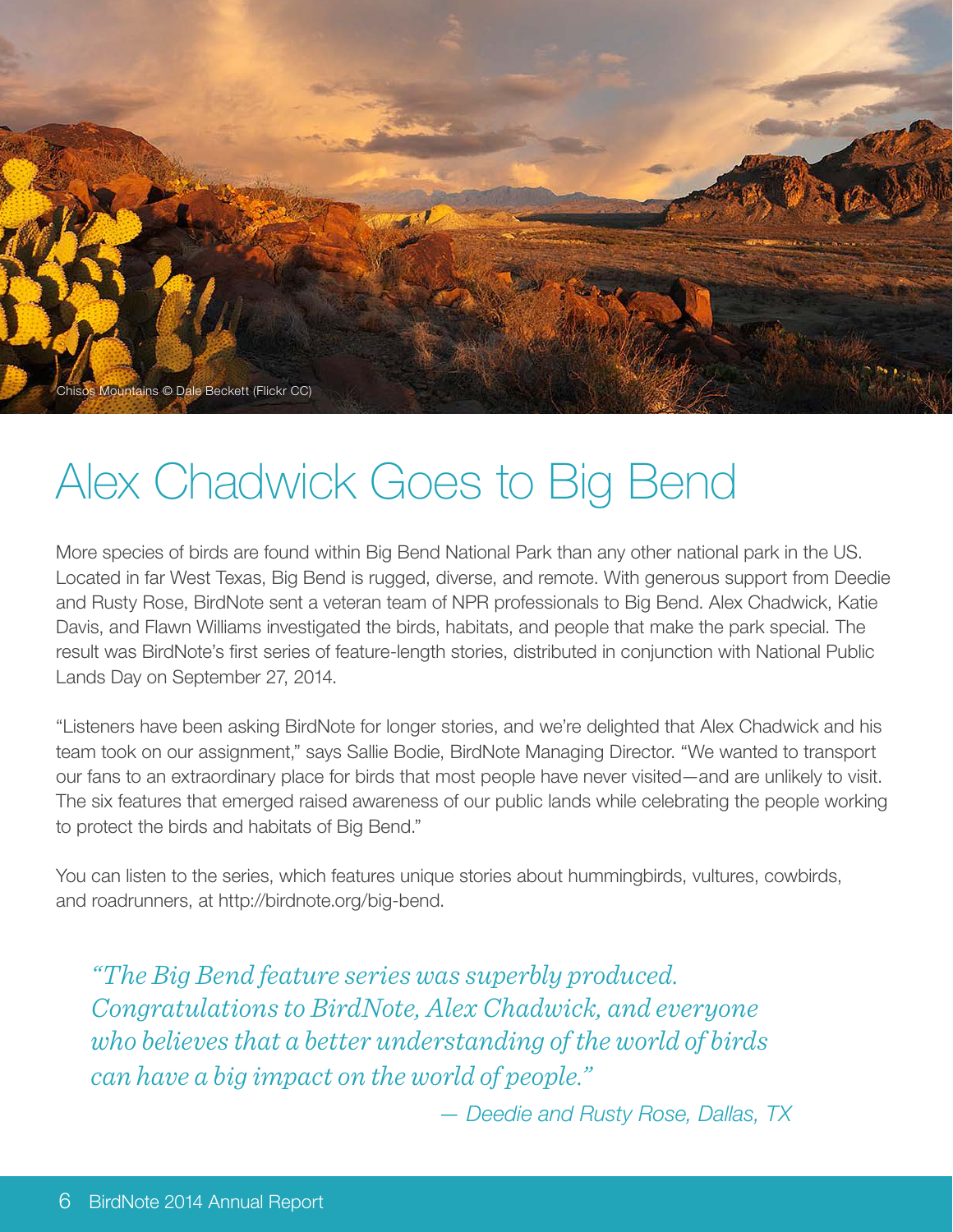Chisos Mountains © Dale Beckett (Flickr CC)

# Alex Chadwick Goes to Big Bend

More species of birds are found within Big Bend National Park than any other national park in the US. Located in far West Texas, Big Bend is rugged, diverse, and remote. With generous support from Deedie and Rusty Rose, BirdNote sent a veteran team of NPR professionals to Big Bend. Alex Chadwick, Katie Davis, and Flawn Williams investigated the birds, habitats, and people that make the park special. The result was BirdNote's first series of feature-length stories, distributed in conjunction with National Public Lands Day on September 27, 2014.

"Listeners have been asking BirdNote for longer stories, and we're delighted that Alex Chadwick and his team took on our assignment," says Sallie Bodie, BirdNote Managing Director. "We wanted to transport our fans to an extraordinary place for birds that most people have never visited—and are unlikely to visit. The six features that emerged raised awareness of our public lands while celebrating the people working to protect the birds and habitats of Big Bend."

You can listen to the series, which features unique stories about hummingbirds, vultures, cowbirds, and roadrunners, at http://birdnote.org/big-bend.

> *"The Big Bend feature series was superbly produced. Congratulations to BirdNote, Alex Chadwick, and everyone who believes that a better understanding of the world of birds can have a big impact on the world of people."*
>
> *— Deedie and Rusty Rose, Dallas, TX*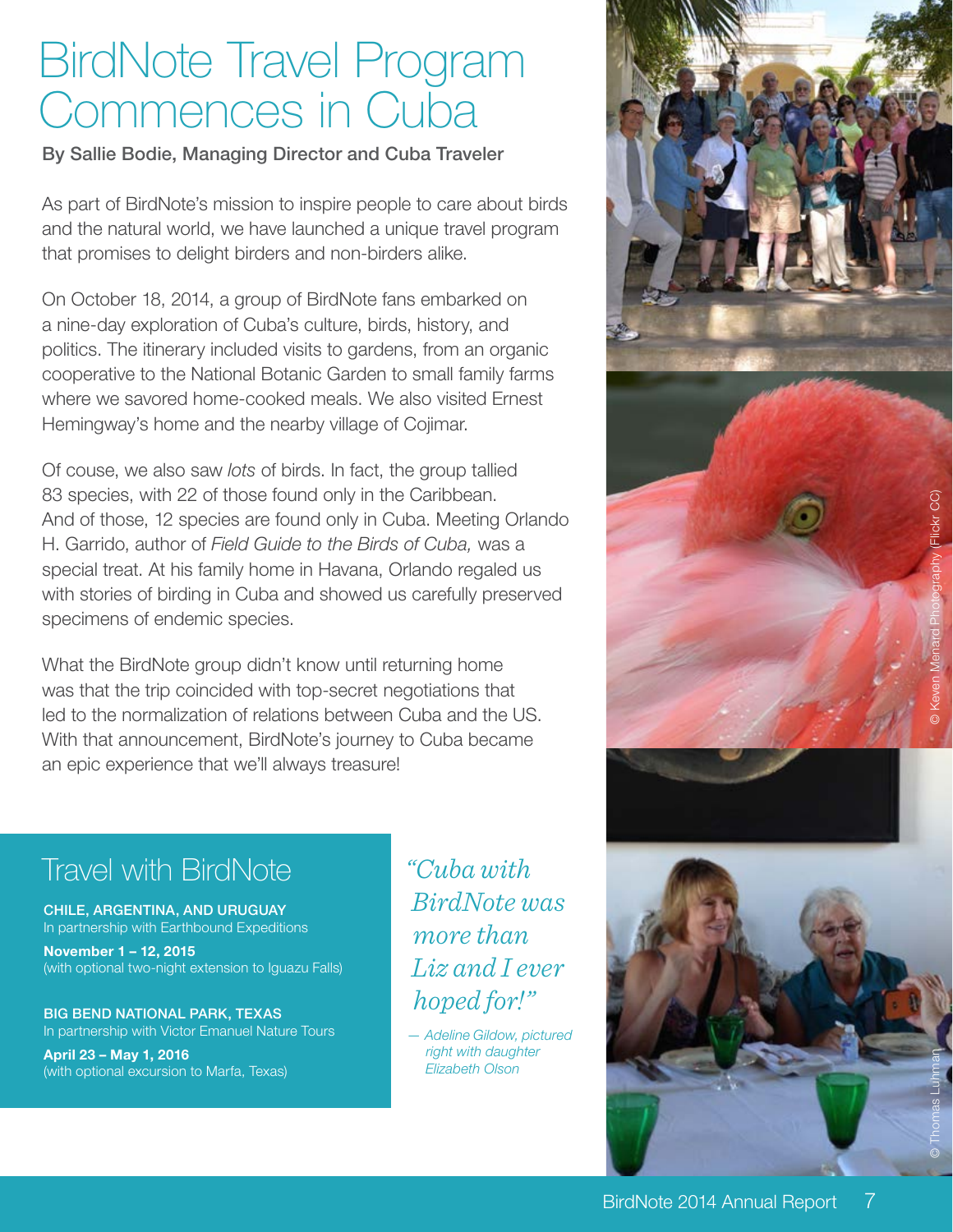# BirdNote Travel Program Commences in Cuba

**By Sallie Bodie, Managing Director and Cuba Traveler**

As part of BirdNote's mission to inspire people to care about birds and the natural world, we have launched a unique travel program that promises to delight birders and non-birders alike.

On October 18, 2014, a group of BirdNote fans embarked on a nine-day exploration of Cuba's culture, birds, history, and politics. The itinerary included visits to gardens, from an organic cooperative to the National Botanic Garden to small family farms where we savored home-cooked meals. We also visited Ernest Hemingway's home and the nearby village of Cojimar.

Of couse, we also saw *lots* of birds. In fact, the group tallied 83 species, with 22 of those found only in the Caribbean. And of those, 12 species are found only in Cuba. Meeting Orlando H. Garrido, author of *Field Guide to the Birds of Cuba,* was a special treat. At his family home in Havana, Orlando regaled us with stories of birding in Cuba and showed us carefully preserved specimens of endemic species.

What the BirdNote group didn't know until returning home was that the trip coincided with top-secret negotiations that led to the normalization of relations between Cuba and the US. With that announcement, BirdNote's journey to Cuba became an epic experience that we'll always treasure!

## Travel with BirdNote

**CHILE, ARGENTINA, AND URUGUAY**
In partnership with Earthbound Expeditions

**November 1 – 12, 2015**
(with optional two-night extension to Iguazu Falls)

**BIG BEND NATIONAL PARK, TEXAS**
In partnership with Victor Emanuel Nature Tours

**April 23 – May 1, 2016**
(with optional excursion to Marfa, Texas)

*"Cuba with BirdNote was more than Liz and I ever hoped for!"*

*— Adeline Gildow, pictured right with daughter Elizabeth Olson*

© Keven Menard Photography (Flickr CC)

© Thomas Luhman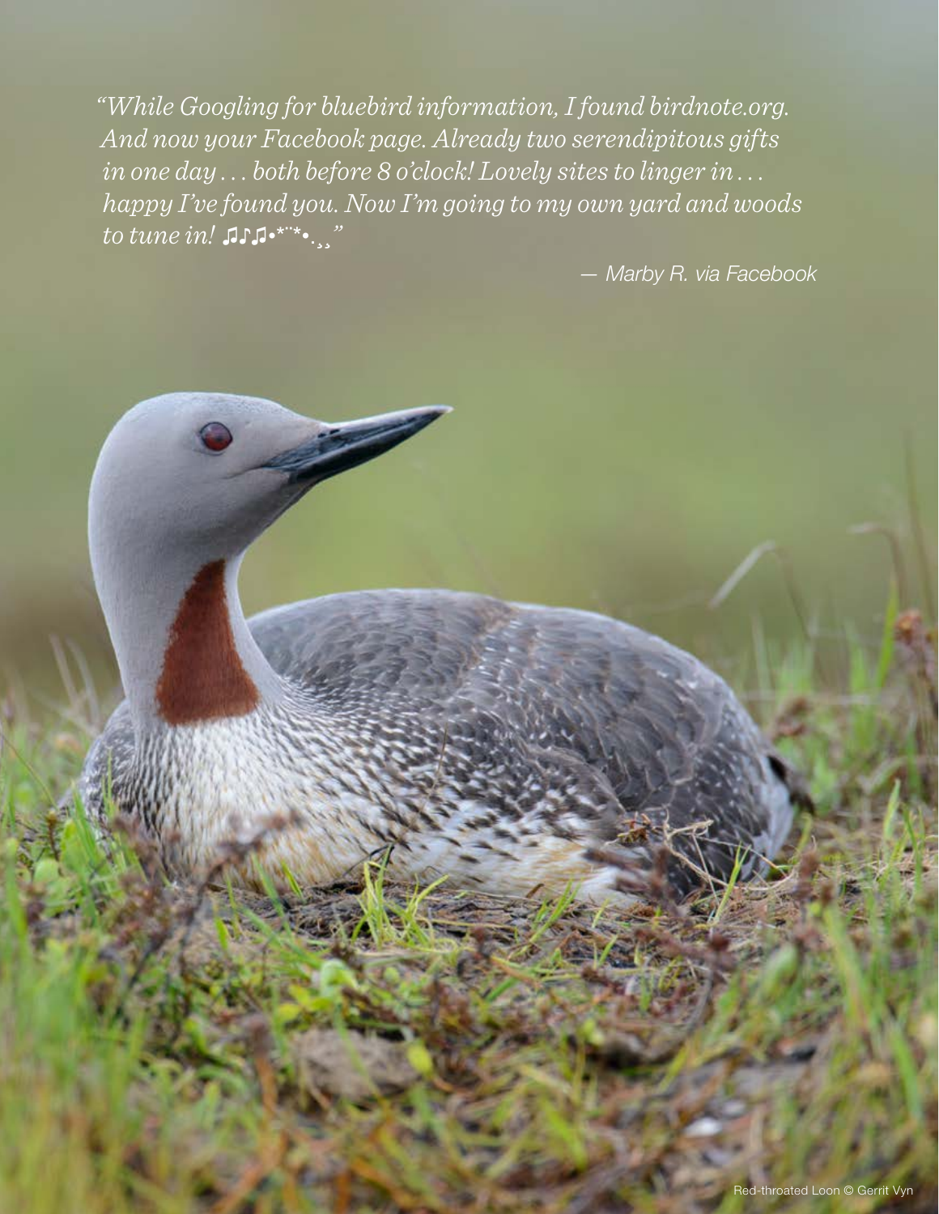*"While Googling for bluebird information, I found birdnote.org. And now your Facebook page. Already two serendipitous gifts in one day . . . both before 8 o'clock! Lovely sites to linger in . . . happy I've found you. Now I'm going to my own yard and woods to tune in! ♫♪♫•*¨*•.¸¸"*

*— Marby R. via Facebook*

Red-throated Loon © Gerrit Vyn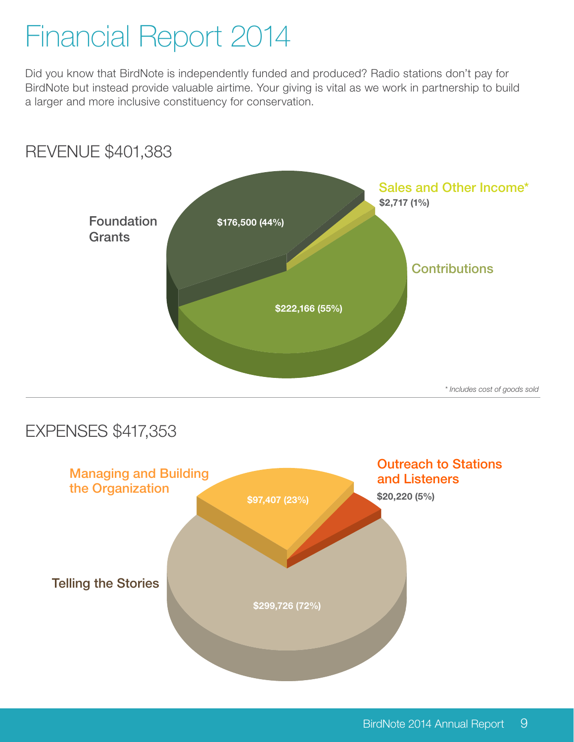# Financial Report 2014

Did you know that BirdNote is independently funded and produced? Radio stations don't pay for BirdNote but instead provide valuable airtime. Your giving is vital as we work in partnership to build a larger and more inclusive constituency for conservation.

## REVENUE $401,383

Foundation Grants
$176,500 (44%)

Sales and Other Income*
$2,717 (1%)

Contributions
$222,166 (55%)

*\* Includes cost of goods sold*

## EXPENSES $417,353

Managing and Building the Organization
$97,407 (23%)

Outreach to Stations and Listeners
$20,220 (5%)

Telling the Stories
$299,726 (72%)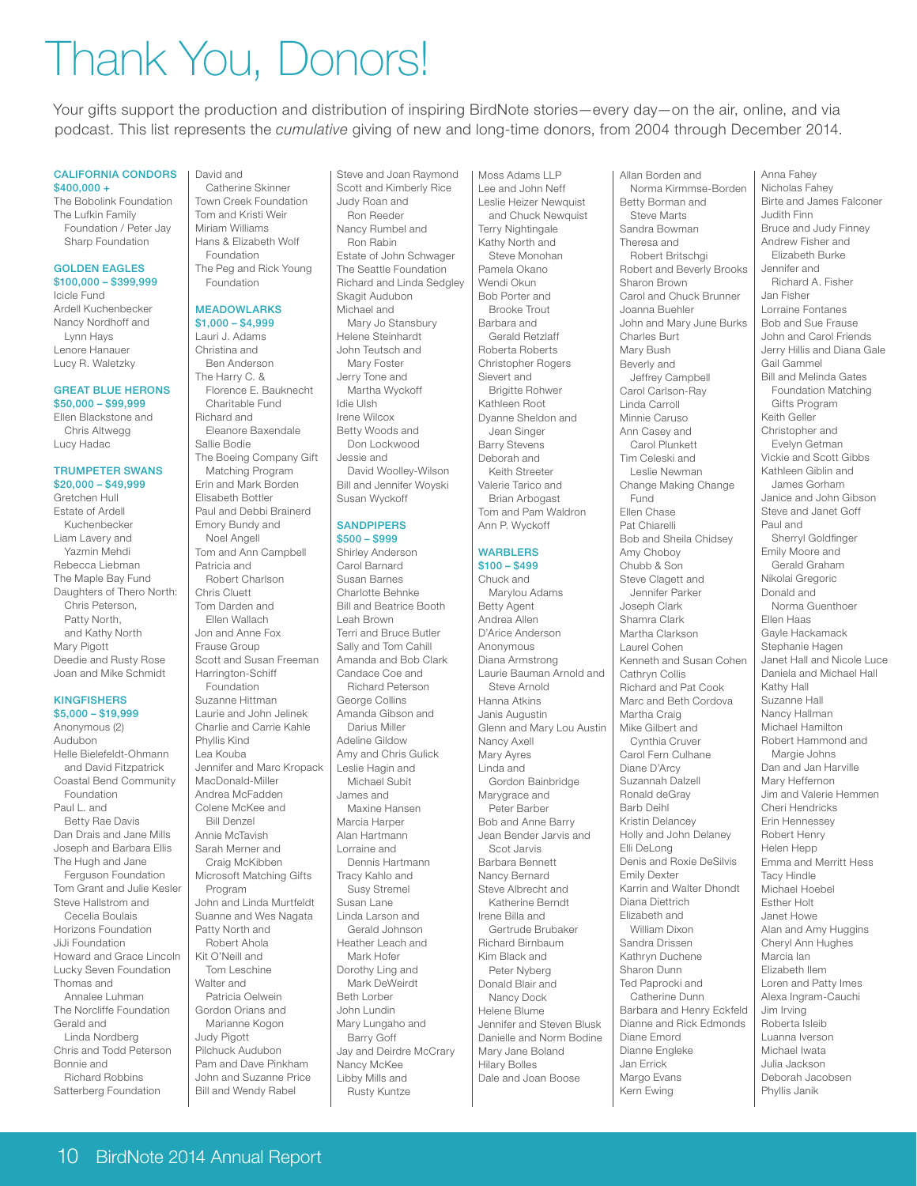# Thank You, Donors!

Your gifts support the production and distribution of inspiring BirdNote stories—every day—on the air, online, and via podcast. This list represents the *cumulative* giving of new and long-time donors, from 2004 through December 2014.

### CALIFORNIA CONDORS
### $400,000 +

The Bobolink Foundation
The Lufkin Family Foundation / Peter Jay Sharp Foundation

### GOLDEN EAGLES
### $100,000 – $399,999

Icicle Fund
Ardell Kuchenbecker
Nancy Nordhoff and Lynn Hays
Lenore Hanauer
Lucy R. Waletzky

### GREAT BLUE HERONS
### $50,000 – $99,999

Ellen Blackstone and Chris Altwegg
Lucy Hadac

### TRUMPETER SWANS
### $20,000 – $49,999

Gretchen Hull
Estate of Ardell Kuchenbecker
Liam Lavery and Yazmin Mehdi
Rebecca Liebman
The Maple Bay Fund
Daughters of Thero North: Chris Peterson, Patty North, and Kathy North
Mary Pigott
Deedie and Rusty Rose
Joan and Mike Schmidt

### KINGFISHERS
### $5,000 – $19,999

Anonymous (2)
Audubon
Helle Bielefeldt-Ohmann and David Fitzpatrick
Coastal Bend Community Foundation
Paul L. and Betty Rae Davis
Dan Drais and Jane Mills
Joseph and Barbara Ellis
The Hugh and Jane Ferguson Foundation
Tom Grant and Julie Kesler
Steve Hallstrom and Cecelia Boulais
Horizons Foundation
JiJi Foundation
Howard and Grace Lincoln
Lucky Seven Foundation
Thomas and Annalee Luhman
The Norcliffe Foundation
Gerald and Linda Nordberg
Chris and Todd Peterson
Bonnie and Richard Robbins
Satterberg Foundation
David and Catherine Skinner
Town Creek Foundation
Tom and Kristi Weir
Miriam Williams
Hans & Elizabeth Wolf Foundation
The Peg and Rick Young Foundation

### MEADOWLARKS
### $1,000 – $4,999

Lauri J. Adams
Christina and Ben Anderson
The Harry C. & Florence E. Bauknecht Charitable Fund
Richard and Eleanore Baxendale
Sallie Bodie
The Boeing Company Gift Matching Program
Erin and Mark Borden
Elisabeth Bottler
Paul and Debbi Brainerd
Emory Bundy and Noel Angell
Tom and Ann Campbell
Patricia and Robert Charlson
Chris Cluett
Tom Darden and Ellen Wallach
Jon and Anne Fox
Frause Group
Scott and Susan Freeman
Harrington-Schiff Foundation
Suzanne Hittman
Laurie and John Jelinek
Charlie and Carrie Kahle
Phyllis Kind
Lea Kouba
Jennifer and Marc Kropack
MacDonald-Miller
Andrea McFadden
Colene McKee and Bill Denzel
Annie McTavish
Sarah Merner and Craig McKibben
Microsoft Matching Gifts Program
John and Linda Murtfeldt
Suanne and Wes Nagata
Patty North and Robert Ahola
Kit O'Neill and Tom Leschine
Walter and Patricia Oelwein
Gordon Orians and Marianne Kogon
Judy Pigott
Pilchuck Audubon
Pam and Dave Pinkham
John and Suzanne Price
Bill and Wendy Rabel
Steve and Joan Raymond
Scott and Kimberly Rice
Judy Roan and Ron Reeder
Nancy Rumbel and Ron Rabin
Estate of John Schwager
The Seattle Foundation
Richard and Linda Sedgley
Skagit Audubon
Michael and Mary Jo Stansbury
Helene Steinhardt
John Teutsch and Mary Foster
Jerry Tone and Martha Wyckoff
Idie Ulsh
Irene Wilcox
Betty Woods and Don Lockwood
Jessie and David Woolley-Wilson
Bill and Jennifer Woyski
Susan Wyckoff

### SANDPIPERS
### $500 – $999

Shirley Anderson
Carol Barnard
Susan Barnes
Charlotte Behnke
Bill and Beatrice Booth
Leah Brown
Terri and Bruce Butler
Sally and Tom Cahill
Amanda and Bob Clark
Candace Coe and Richard Peterson
George Collins
Amanda Gibson and Darius Miller
Adeline Gildow
Amy and Chris Gulick
Leslie Hagin and Michael Subit
James and Maxine Hansen
Marcia Harper
Alan Hartmann
Lorraine and Dennis Hartmann
Tracy Kahlo and Susy Stremel
Susan Lane
Linda Larson and Gerald Johnson
Heather Leach and Mark Hofer
Dorothy Ling and Mark DeWeirdt
Beth Lorber
John Lundin
Mary Lungaho and Barry Goff
Jay and Deirdre McCrary
Nancy McKee
Libby Mills and Rusty Kuntze
Moss Adams LLP
Lee and John Neff
Leslie Heizer Newquist and Chuck Newquist
Terry Nightingale
Kathy North and Steve Monohan
Pamela Okano
Wendi Okun
Bob Porter and Brooke Trout
Barbara and Gerald Retzlaff
Roberta Roberts
Christopher Rogers
Sievert and Brigitte Rohwer
Kathleen Root
Dyanne Sheldon and Jean Singer
Barry Stevens
Deborah and Keith Streeter
Valerie Tarico and Brian Arbogast
Tom and Pam Waldron
Ann P. Wyckoff

### WARBLERS
### $100 – $499

Chuck and Marylou Adams
Betty Agent
Andrea Allen
D'Arice Anderson
Anonymous
Diana Armstrong
Laurie Bauman Arnold and Steve Arnold
Hanna Atkins
Janis Augustin
Glenn and Mary Lou Austin
Nancy Axell
Mary Ayres
Linda and Gordon Bainbridge
Marygrace and Peter Barber
Bob and Anne Barry
Jean Bender Jarvis and Scot Jarvis
Barbara Bennett
Nancy Bernard
Steve Albrecht and Katherine Berndt
Irene Billa and Gertrude Brubaker
Richard Birnbaum
Kim Black and Peter Nyberg
Donald Blair and Nancy Dock
Helene Blume
Jennifer and Steven Blusk
Danielle and Norm Bodine
Mary Jane Boland
Hilary Bolles
Dale and Joan Boose
Allan Borden and Norma Kirmmse-Borden
Betty Borman and Steve Marts
Sandra Bowman
Theresa and Robert Britschgi
Robert and Beverly Brooks
Sharon Brown
Carol and Chuck Brunner
Joanna Buehler
John and Mary June Burks
Charles Burt
Mary Bush
Beverly and Jeffrey Campbell
Carol Carlson-Ray
Linda Carroll
Minnie Caruso
Ann Casey and Carol Plunkett
Tim Celeski and Leslie Newman
Change Making Change Fund
Ellen Chase
Pat Chiarelli
Bob and Sheila Chidsey
Amy Choboy
Chubb & Son
Steve Clagett and Jennifer Parker
Joseph Clark
Shamra Clark
Martha Clarkson
Laurel Cohen
Kenneth and Susan Cohen
Cathryn Collis
Richard and Pat Cook
Marc and Beth Cordova
Martha Craig
Mike Gilbert and Cynthia Cruver
Carol Fern Culhane
Diane D'Arcy
Suzannah Dalzell
Ronald deGray
Barb Deihl
Kristin Delancey
Holly and John Delaney
Elli DeLong
Denis and Roxie DeSilvis
Emily Dexter
Karrin and Walter Dhondt
Diana Diettrich
Elizabeth and William Dixon
Sandra Drissen
Kathryn Duchene
Sharon Dunn
Ted Paprocki and Catherine Dunn
Barbara and Henry Eckfeld
Dianne and Rick Edmonds
Diane Emord
Dianne Engleke
Jan Errick
Margo Evans
Kern Ewing
Anna Fahey
Nicholas Fahey
Birte and James Falconer
Judith Finn
Bruce and Judy Finney
Andrew Fisher and Elizabeth Burke
Jennifer and Richard A. Fisher
Jan Fisher
Lorraine Fontanes
Bob and Sue Frause
John and Carol Friends
Jerry Hillis and Diana Gale
Gail Gammel
Bill and Melinda Gates Foundation Matching Gifts Program
Keith Geller
Christopher and Evelyn Getman
Vickie and Scott Gibbs
Kathleen Giblin and James Gorham
Janice and John Gibson
Steve and Janet Goff
Paul and Sherryl Goldfinger
Emily Moore and Gerald Graham
Nikolai Gregoric
Donald and Norma Guenthoer
Ellen Haas
Gayle Hackamack
Stephanie Hagen
Janet Hall and Nicole Luce
Daniela and Michael Hall
Kathy Hall
Suzanne Hall
Nancy Hallman
Michael Hamilton
Robert Hammond and Margie Johns
Dan and Jan Harville
Mary Heffernon
Jim and Valerie Hemmen
Cheri Hendricks
Erin Hennessey
Robert Henry
Helen Hepp
Emma and Merritt Hess
Tacy Hindle
Michael Hoebel
Esther Holt
Janet Howe
Alan and Amy Huggins
Cheryl Ann Hughes
Marcia Ian
Elizabeth Illem
Loren and Patty Imes
Alexa Ingram-Cauchi
Jim Irving
Roberta Isleib
Luanna Iverson
Michael Iwata
Julia Jackson
Deborah Jacobsen
Phyllis Janik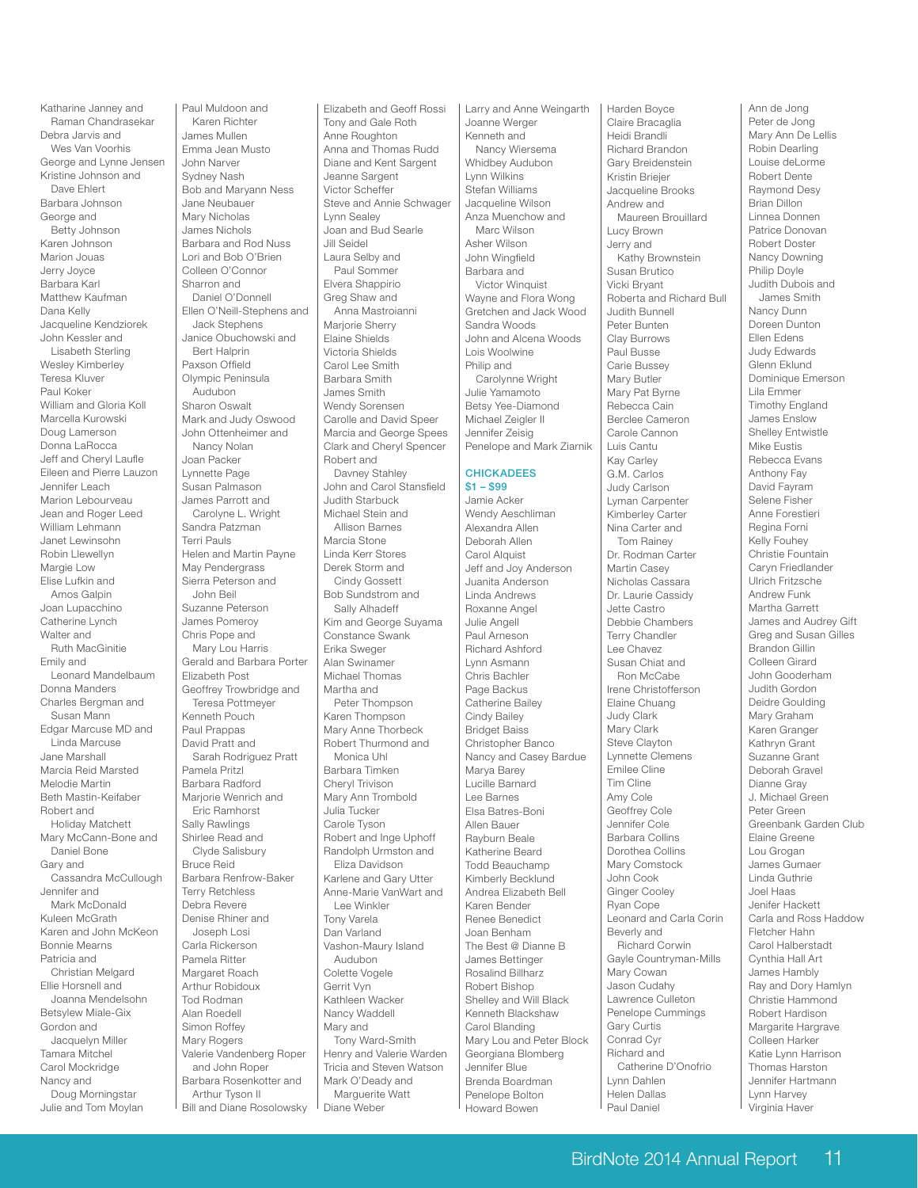Katharine Janney and Raman Chandrasekar
Debra Jarvis and Wes Van Voorhis
George and Lynne Jensen
Kristine Johnson and Dave Ehlert
Barbara Johnson
George and Betty Johnson
Karen Johnson
Marion Jouas
Jerry Joyce
Barbara Karl
Matthew Kaufman
Dana Kelly
Jacqueline Kendziorek
John Kessler and Lisabeth Sterling
Wesley Kimberley
Teresa Kluver
Paul Koker
William and Gloria Koll
Marcella Kurowski
Doug Lamerson
Donna LaRocca
Jeff and Cheryl Laufle
Eileen and Pierre Lauzon
Jennifer Leach
Marion Lebourveau
Jean and Roger Leed
William Lehmann
Janet Lewinsohn
Robin Llewellyn
Margie Low
Elise Lufkin and Amos Galpin
Joan Lupacchino
Catherine Lynch
Walter and Ruth MacGinitie
Emily and Leonard Mandelbaum
Donna Manders
Charles Bergman and Susan Mann
Edgar Marcuse MD and Linda Marcuse
Jane Marshall
Marcia Reid Marsted
Melodie Martin
Beth Mastin-Keifaber
Robert and Holiday Matchett
Mary McCann-Bone and Daniel Bone
Gary and Cassandra McCullough
Jennifer and Mark McDonald
Kuleen McGrath
Karen and John McKeon
Bonnie Mearns
Patricia and Christian Melgard
Ellie Horsnell and Joanna Mendelsohn
Betsylew Miale-Gix
Gordon and Jacquelyn Miller
Tamara Mitchel
Carol Mockridge
Nancy and Doug Morningstar
Julie and Tom Moylan
Paul Muldoon and Karen Richter
James Mullen
Emma Jean Musto
John Narver
Sydney Nash
Bob and Maryann Ness
Jane Neubauer
Mary Nicholas
James Nichols
Barbara and Rod Nuss
Lori and Bob O'Brien
Colleen O'Connor
Sharron and Daniel O'Donnell
Ellen O'Neill-Stephens and Jack Stephens
Janice Obuchowski and Bert Halprin
Paxson Offield
Olympic Peninsula Audubon
Sharon Oswalt
Mark and Judy Oswood
John Ottenheimer and Nancy Nolan
Joan Packer
Lynnette Page
Susan Palmason
James Parrott and Carolyne L. Wright
Sandra Patzman
Terri Pauls
Helen and Martin Payne
May Pendergrass
Sierra Peterson and John Beil
Suzanne Peterson
James Pomeroy
Chris Pope and Mary Lou Harris
Gerald and Barbara Porter
Elizabeth Post
Geoffrey Trowbridge and Teresa Pottmeyer
Kenneth Pouch
Paul Prappas
David Pratt and Sarah Rodriguez Pratt
Pamela Pritzl
Barbara Radford
Marjorie Wenrich and Eric Ramhorst
Sally Rawlings
Shirlee Read and Clyde Salisbury
Bruce Reid
Barbara Renfrow-Baker
Terry Retchless
Debra Revere
Denise Rhiner and Joseph Losi
Carla Rickerson
Pamela Ritter
Margaret Roach
Arthur Robidoux
Tod Rodman
Alan Roedell
Simon Roffey
Mary Rogers
Valerie Vandenberg Roper and John Roper
Barbara Rosenkotter and Arthur Tyson II
Bill and Diane Rosolowsky
Elizabeth and Geoff Rossi
Tony and Gale Roth
Anne Roughton
Anna and Thomas Rudd
Diane and Kent Sargent
Jeanne Sargent
Victor Scheffer
Steve and Annie Schwager
Lynn Sealey
Joan and Bud Searle
Jill Seidel
Laura Selby and Paul Sommer
Elvera Shappirio
Greg Shaw and Anna Mastroianni
Marjorie Sherry
Elaine Shields
Victoria Shields
Carol Lee Smith
Barbara Smith
James Smith
Wendy Sorensen
Carolle and David Speer
Marcia and George Spees
Clark and Cheryl Spencer
Robert and Davney Stahley
John and Carol Stansfield
Judith Starbuck
Michael Stein and Allison Barnes
Marcia Stone
Linda Kerr Stores
Derek Storm and Cindy Gossett
Bob Sundstrom and Sally Alhadeff
Kim and George Suyama
Constance Swank
Erika Sweger
Alan Swinamer
Michael Thomas
Martha and Peter Thompson
Karen Thompson
Mary Anne Thorbeck
Robert Thurmond and Monica Uhl
Barbara Timken
Cheryl Trivison
Mary Ann Trombold
Julia Tucker
Carole Tyson
Robert and Inge Uphoff
Randolph Urmston and Eliza Davidson
Karlene and Gary Utter
Anne-Marie VanWart and Lee Winkler
Tony Varela
Dan Varland
Vashon-Maury Island Audubon
Colette Vogele
Gerrit Vyn
Kathleen Wacker
Nancy Waddell
Mary and Tony Ward-Smith
Henry and Valerie Warden
Tricia and Steven Watson
Mark O'Deady and Marguerite Watt
Diane Weber
Larry and Anne Weingarth
Joanne Werger
Kenneth and Nancy Wiersema
Whidbey Audubon
Lynn Wilkins
Stefan Williams
Jacqueline Wilson
Anza Muenchow and Marc Wilson
Asher Wilson
John Wingfield
Barbara and Victor Winquist
Wayne and Flora Wong
Gretchen and Jack Wood
Sandra Woods
John and Alcena Woods
Lois Woolwine
Philip and Carolynne Wright
Julie Yamamoto
Betsy Yee-Diamond
Michael Zeigler II
Jennifer Zeisig
Penelope and Mark Ziarnik

## CHICKADEES
**$1 – $99**

Jamie Acker
Wendy Aeschliman
Alexandra Allen
Deborah Allen
Carol Alquist
Jeff and Joy Anderson
Juanita Anderson
Linda Andrews
Roxanne Angel
Julie Angell
Paul Arneson
Richard Ashford
Lynn Asmann
Chris Bachler
Page Backus
Catherine Bailey
Cindy Bailey
Bridget Baiss
Christopher Banco
Nancy and Casey Bardue
Marya Barey
Lucille Barnard
Lee Barnes
Elsa Batres-Boni
Allen Bauer
Rayburn Beale
Katherine Beard
Todd Beauchamp
Kimberly Becklund
Andrea Elizabeth Bell
Karen Bender
Renee Benedict
Joan Benham
The Best @ Dianne B
James Bettinger
Rosalind Billharz
Robert Bishop
Shelley and Will Black
Kenneth Blackshaw
Carol Blanding
Mary Lou and Peter Block
Georgiana Blomberg
Jennifer Blue
Brenda Boardman
Penelope Bolton
Howard Bowen
Harden Boyce
Claire Bracaglia
Heidi Brandli
Richard Brandon
Gary Breidenstein
Kristin Briejer
Jacqueline Brooks
Andrew and Maureen Brouillard
Lucy Brown
Jerry and Kathy Brownstein
Susan Brutico
Vicki Bryant
Roberta and Richard Bull
Judith Bunnell
Peter Bunten
Clay Burrows
Paul Busse
Carie Bussey
Mary Butler
Mary Pat Byrne
Rebecca Cain
Berclee Cameron
Carole Cannon
Luis Cantu
Kay Carley
G.M. Carlos
Judy Carlson
Lyman Carpenter
Kimberley Carter
Nina Carter and Tom Rainey
Dr. Rodman Carter
Martin Casey
Nicholas Cassara
Dr. Laurie Cassidy
Jette Castro
Debbie Chambers
Terry Chandler
Lee Chavez
Susan Chiat and Ron McCabe
Irene Christofferson
Elaine Chuang
Judy Clark
Mary Clark
Steve Clayton
Lynnette Clemens
Emilee Cline
Tim Cline
Amy Cole
Geoffrey Cole
Jennifer Cole
Barbara Collins
Dorothea Collins
Mary Comstock
John Cook
Ginger Cooley
Ryan Cope
Leonard and Carla Corin
Beverly and Richard Corwin
Gayle Countryman-Mills
Mary Cowan
Jason Cudahy
Lawrence Culleton
Penelope Cummings
Gary Curtis
Conrad Cyr
Richard and Catherine D'Onofrio
Lynn Dahlen
Helen Dallas
Paul Daniel
Ann de Jong
Peter de Jong
Mary Ann De Lellis
Robin Dearling
Louise deLorme
Robert Dente
Raymond Desy
Brian Dillon
Linnea Donnen
Patrice Donovan
Robert Doster
Nancy Downing
Philip Doyle
Judith Dubois and James Smith
Nancy Dunn
Doreen Dunton
Ellen Edens
Judy Edwards
Glenn Eklund
Dominique Emerson
Lila Emmer
Timothy England
James Enslow
Shelley Entwistle
Mike Eustis
Rebecca Evans
Anthony Fay
David Fayram
Selene Fisher
Anne Forestieri
Regina Forni
Kelly Fouhey
Christie Fountain
Caryn Friedlander
Ulrich Fritzsche
Andrew Funk
Martha Garrett
James and Audrey Gift
Greg and Susan Gilles
Brandon Gillin
Colleen Girard
John Gooderham
Judith Gordon
Deidre Goulding
Mary Graham
Karen Granger
Kathryn Grant
Suzanne Grant
Deborah Gravel
Dianne Gray
J. Michael Green
Peter Green
Greenbank Garden Club
Elaine Greene
Lou Grogan
James Gumaer
Linda Guthrie
Joel Haas
Jenifer Hackett
Carla and Ross Haddow
Fletcher Hahn
Carol Halberstadt
Cynthia Hall Art
James Hambly
Ray and Dory Hamlyn
Christie Hammond
Robert Hardison
Margarite Hargrave
Colleen Harker
Katie Lynn Harrison
Thomas Harston
Jennifer Hartmann
Lynn Harvey
Virginia Haver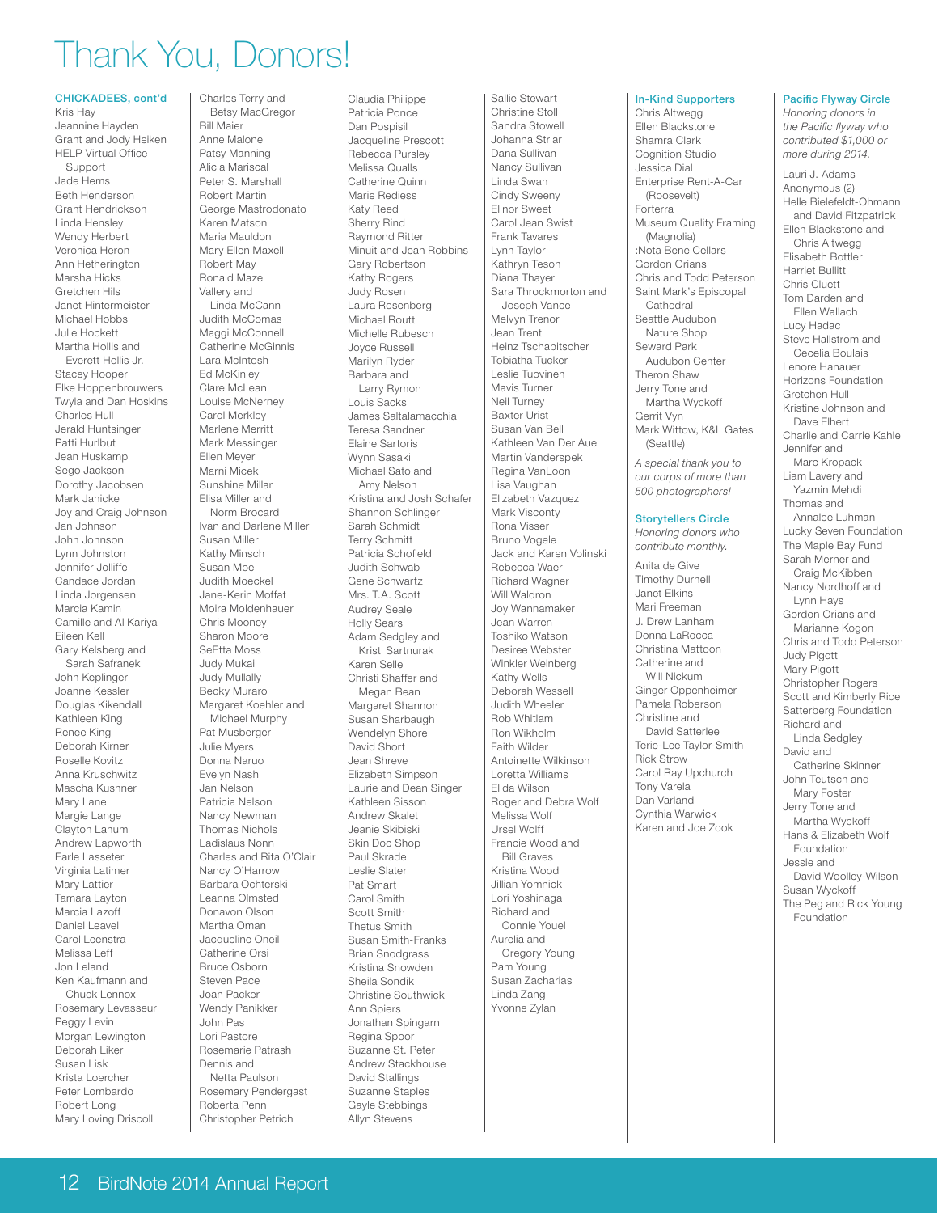# Thank You, Donors!

**CHICKADEES, cont'd**

Kris Hay
Jeannine Hayden
Grant and Jody Heiken
HELP Virtual Office Support
Jade Hems
Beth Henderson
Grant Hendrickson
Linda Hensley
Wendy Herbert
Veronica Heron
Ann Hetherington
Marsha Hicks
Gretchen Hils
Janet Hintermeister
Michael Hobbs
Julie Hockett
Martha Hollis and Everett Hollis Jr.
Stacey Hooper
Elke Hoppenbrouwers
Twyla and Dan Hoskins
Charles Hull
Jerald Huntsinger
Patti Hurlbut
Jean Huskamp
Sego Jackson
Dorothy Jacobsen
Mark Janicke
Joy and Craig Johnson
Jan Johnson
John Johnson
Lynn Johnston
Jennifer Jolliffe
Candace Jordan
Linda Jorgensen
Marcia Kamin
Camille and Al Kariya
Eileen Kell
Gary Kelsberg and Sarah Safranek
John Keplinger
Joanne Kessler
Douglas Kikendall
Kathleen King
Renee King
Deborah Kirner
Roselle Kovitz
Anna Kruschwitz
Mascha Kushner
Mary Lane
Margie Lange
Clayton Lanum
Andrew Lapworth
Earle Lasseter
Virginia Latimer
Mary Lattier
Tamara Layton
Marcia Lazoff
Daniel Leavell
Carol Leenstra
Melissa Leff
Jon Leland
Ken Kaufmann and Chuck Lennox
Rosemary Levasseur
Peggy Levin
Morgan Lewington
Deborah Liker
Susan Lisk
Krista Loercher
Peter Lombardo
Robert Long
Mary Loving Driscoll
Charles Terry and Betsy MacGregor
Bill Maier
Anne Malone
Patsy Manning
Alicia Mariscal
Peter S. Marshall
Robert Martin
George Mastrodonato
Karen Matson
Maria Mauldon
Mary Ellen Maxell
Robert May
Ronald Maze
Vallery and Linda McCann
Judith McComas
Maggi McConnell
Catherine McGinnis
Lara McIntosh
Ed McKinley
Clare McLean
Louise McNerney
Carol Merkley
Marlene Merritt
Mark Messinger
Ellen Meyer
Marni Micek
Sunshine Millar
Elisa Miller and Norm Brocard
Ivan and Darlene Miller
Susan Miller
Kathy Minsch
Susan Moe
Judith Moeckel
Jane-Kerin Moffat
Moira Moldenhauer
Chris Mooney
Sharon Moore
SeEtta Moss
Judy Mukai
Judy Mullally
Becky Muraro
Margaret Koehler and Michael Murphy
Pat Musberger
Julie Myers
Donna Naruo
Evelyn Nash
Jan Nelson
Patricia Nelson
Nancy Newman
Thomas Nichols
Ladislaus Nonn
Charles and Rita O'Clair
Nancy O'Harrow
Barbara Ochterski
Leanna Olmsted
Donavon Olson
Martha Oman
Jacqueline Oneil
Catherine Orsi
Bruce Osborn
Steven Pace
Joan Packer
Wendy Panikker
John Pas
Lori Pastore
Rosemarie Patrash
Dennis and Netta Paulson
Rosemary Pendergast
Roberta Penn
Christopher Petrich
Claudia Philippe
Patricia Ponce
Dan Pospisil
Jacqueline Prescott
Rebecca Pursley
Melissa Qualls
Catherine Quinn
Marie Rediess
Katy Reed
Sherry Rind
Raymond Ritter
Minuit and Jean Robbins
Gary Robertson
Kathy Rogers
Judy Rosen
Laura Rosenberg
Michael Routt
Michelle Rubesch
Joyce Russell
Marilyn Ryder
Barbara and Larry Rymon
Louis Sacks
James Saltalamacchia
Teresa Sandner
Elaine Sartoris
Wynn Sasaki
Michael Sato and Amy Nelson
Kristina and Josh Schafer
Shannon Schlinger
Sarah Schmidt
Terry Schmitt
Patricia Schofield
Judith Schwab
Gene Schwartz
Mrs. T.A. Scott
Audrey Seale
Holly Sears
Adam Sedgley and Kristi Sartnurak
Karen Selle
Christi Shaffer and Megan Bean
Margaret Shannon
Susan Sharbaugh
Wendelyn Shore
David Short
Jean Shreve
Elizabeth Simpson
Laurie and Dean Singer
Kathleen Sisson
Andrew Skalet
Jeanie Skibiski
Skin Doc Shop
Paul Skrade
Leslie Slater
Pat Smart
Carol Smith
Scott Smith
Thetus Smith
Susan Smith-Franks
Brian Snodgrass
Kristina Snowden
Sheila Sondik
Christine Southwick
Ann Spiers
Jonathan Spingarn
Regina Spoor
Suzanne St. Peter
Andrew Stackhouse
David Stallings
Suzanne Staples
Gayle Stebbings
Allyn Stevens
Sallie Stewart
Christine Stoll
Sandra Stowell
Johanna Striar
Dana Sullivan
Nancy Sullivan
Linda Swan
Cindy Sweeny
Elinor Sweet
Carol Jean Swist
Frank Tavares
Lynn Taylor
Kathryn Teson
Diana Thayer
Sara Throckmorton and Joseph Vance
Melvyn Trenor
Jean Trent
Heinz Tschabitscher
Tobiatha Tucker
Leslie Tuovinen
Mavis Turner
Neil Turney
Baxter Urist
Susan Van Bell
Kathleen Van Der Aue
Martin Vanderspek
Regina VanLoon
Lisa Vaughan
Elizabeth Vazquez
Mark Visconty
Rona Visser
Bruno Vogele
Jack and Karen Volinski
Rebecca Waer
Richard Wagner
Will Waldron
Joy Wannamaker
Jean Warren
Toshiko Watson
Desiree Webster
Winkler Weinberg
Kathy Wells
Deborah Wessell
Judith Wheeler
Rob Whitlam
Ron Wikholm
Faith Wilder
Antoinette Wilkinson
Loretta Williams
Elida Wilson
Roger and Debra Wolf
Melissa Wolf
Ursel Wolff
Francie Wood and Bill Graves
Kristina Wood
Jillian Yomnick
Lori Yoshinaga
Richard and Connie Youel
Aurelia and Gregory Young
Pam Young
Susan Zacharias
Linda Zang
Yvonne Zylan

**In-Kind Supporters**

Chris Altwegg
Ellen Blackstone
Shamra Clark
Cognition Studio
Jessica Dial
Enterprise Rent-A-Car (Roosevelt)
Forterra
Museum Quality Framing (Magnolia)
:Nota Bene Cellars
Gordon Orians
Chris and Todd Peterson
Saint Mark's Episcopal Cathedral
Seattle Audubon Nature Shop
Seward Park Audubon Center
Theron Shaw
Jerry Tone and Martha Wyckoff
Gerrit Vyn
Mark Wittow, K&L Gates (Seattle)

*A special thank you to our corps of more than 500 photographers!*

**Storytellers Circle**

*Honoring donors who contribute monthly.*

Anita de Give
Timothy Durnell
Janet Elkins
Mari Freeman
J. Drew Lanham
Donna LaRocca
Christina Mattoon
Catherine and Will Nickum
Ginger Oppenheimer
Pamela Roberson
Christine and David Satterlee
Terie-Lee Taylor-Smith
Rick Strow
Carol Ray Upchurch
Tony Varela
Dan Varland
Cynthia Warwick
Karen and Joe Zook

**Pacific Flyway Circle**

*Honoring donors in the Pacific flyway who contributed $1,000 or more during 2014.*

Lauri J. Adams
Anonymous (2)
Helle Bielefeldt-Ohmann and David Fitzpatrick
Ellen Blackstone and Chris Altwegg
Elisabeth Bottler
Harriet Bullitt
Chris Cluett
Tom Darden and Ellen Wallach
Lucy Hadac
Steve Hallstrom and Cecelia Boulais
Lenore Hanauer
Horizons Foundation
Gretchen Hull
Kristine Johnson and Dave Elhert
Charlie and Carrie Kahle
Jennifer and Marc Kropack
Liam Lavery and Yazmin Mehdi
Thomas and Annalee Luhman
Lucky Seven Foundation
The Maple Bay Fund
Sarah Merner and Craig McKibben
Nancy Nordhoff and Lynn Hays
Gordon Orians and Marianne Kogon
Chris and Todd Peterson
Judy Pigott
Mary Pigott
Christopher Rogers
Scott and Kimberly Rice
Satterberg Foundation
Richard and Linda Sedgley
David and Catherine Skinner
John Teutsch and Mary Foster
Jerry Tone and Martha Wyckoff
Hans & Elizabeth Wolf Foundation
Jessie and David Woolley-Wilson
Susan Wyckoff
The Peg and Rick Young Foundation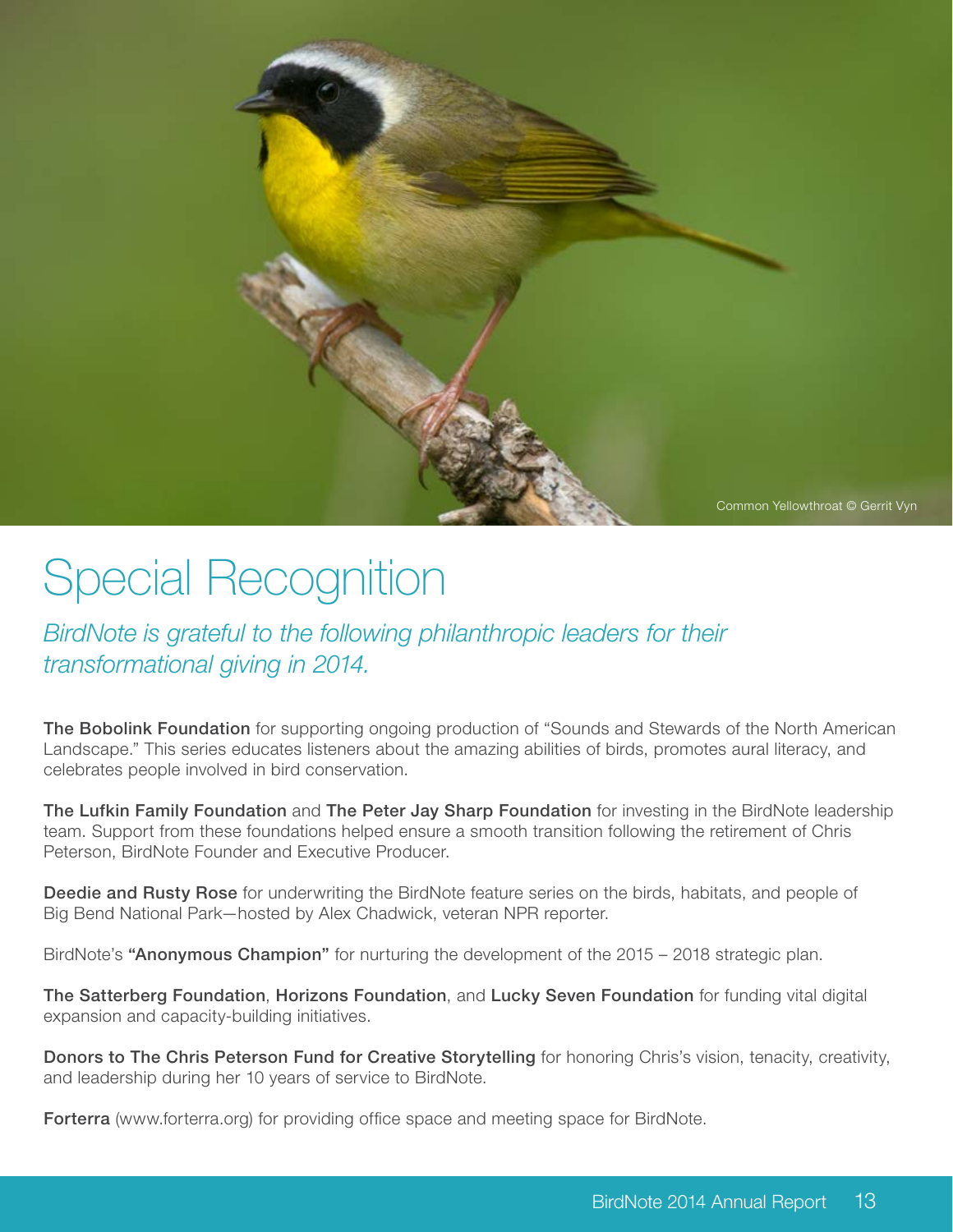Common Yellowthroat © Gerrit Vyn

# Special Recognition

*BirdNote is grateful to the following philanthropic leaders for their transformational giving in 2014.*

**The Bobolink Foundation** for supporting ongoing production of “Sounds and Stewards of the North American Landscape.” This series educates listeners about the amazing abilities of birds, promotes aural literacy, and celebrates people involved in bird conservation.

**The Lufkin Family Foundation** and **The Peter Jay Sharp Foundation** for investing in the BirdNote leadership team. Support from these foundations helped ensure a smooth transition following the retirement of Chris Peterson, BirdNote Founder and Executive Producer.

**Deedie and Rusty Rose** for underwriting the BirdNote feature series on the birds, habitats, and people of Big Bend National Park—hosted by Alex Chadwick, veteran NPR reporter.

BirdNote’s **“Anonymous Champion”** for nurturing the development of the 2015 – 2018 strategic plan.

**The Satterberg Foundation**, **Horizons Foundation**, and **Lucky Seven Foundation** for funding vital digital expansion and capacity-building initiatives.

**Donors to The Chris Peterson Fund for Creative Storytelling** for honoring Chris’s vision, tenacity, creativity, and leadership during her 10 years of service to BirdNote.

**Forterra** (www.forterra.org) for providing office space and meeting space for BirdNote.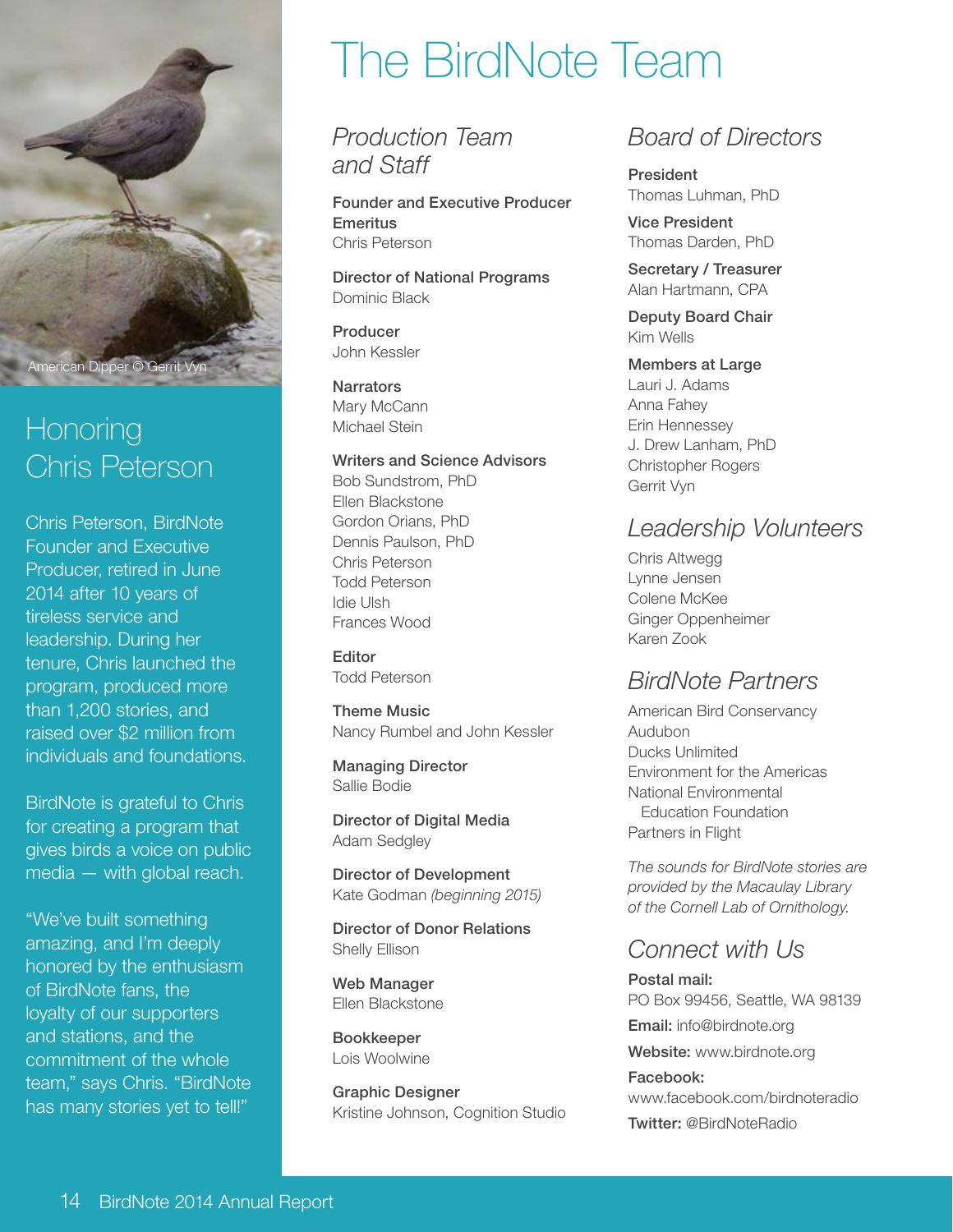American Dipper © Gerrit Vyn

## Honoring Chris Peterson

Chris Peterson, BirdNote Founder and Executive Producer, retired in June 2014 after 10 years of tireless service and leadership. During her tenure, Chris launched the program, produced more than 1,200 stories, and raised over $2 million from individuals and foundations.

BirdNote is grateful to Chris for creating a program that gives birds a voice on public media — with global reach.

"We've built something amazing, and I'm deeply honored by the enthusiasm of BirdNote fans, the loyalty of our supporters and stations, and the commitment of the whole team," says Chris. "BirdNote has many stories yet to tell!"

# The BirdNote Team

## *Production Team and Staff*

**Founder and Executive Producer Emeritus**
Chris Peterson

**Director of National Programs**
Dominic Black

**Producer**
John Kessler

**Narrators**
Mary McCann
Michael Stein

**Writers and Science Advisors**
Bob Sundstrom, PhD
Ellen Blackstone
Gordon Orians, PhD
Dennis Paulson, PhD
Chris Peterson
Todd Peterson
Idie Ulsh
Frances Wood

**Editor**
Todd Peterson

**Theme Music**
Nancy Rumbel and John Kessler

**Managing Director**
Sallie Bodie

**Director of Digital Media**
Adam Sedgley

**Director of Development**
Kate Godman *(beginning 2015)*

**Director of Donor Relations**
Shelly Ellison

**Web Manager**
Ellen Blackstone

**Bookkeeper**
Lois Woolwine

**Graphic Designer**
Kristine Johnson, Cognition Studio

## *Board of Directors*

**President**
Thomas Luhman, PhD

**Vice President**
Thomas Darden, PhD

**Secretary / Treasurer**
Alan Hartmann, CPA

**Deputy Board Chair**
Kim Wells

**Members at Large**
Lauri J. Adams
Anna Fahey
Erin Hennessey
J. Drew Lanham, PhD
Christopher Rogers
Gerrit Vyn

## *Leadership Volunteers*

Chris Altwegg
Lynne Jensen
Colene McKee
Ginger Oppenheimer
Karen Zook

## *BirdNote Partners*

American Bird Conservancy
Audubon
Ducks Unlimited
Environment for the Americas
National Environmental Education Foundation
Partners in Flight

*The sounds for BirdNote stories are provided by the Macaulay Library of the Cornell Lab of Ornithology.*

## *Connect with Us*

**Postal mail:**
PO Box 99456, Seattle, WA 98139

**Email:** info@birdnote.org

**Website:** www.birdnote.org

**Facebook:**
www.facebook.com/birdnoteradio

**Twitter:** @BirdNoteRadio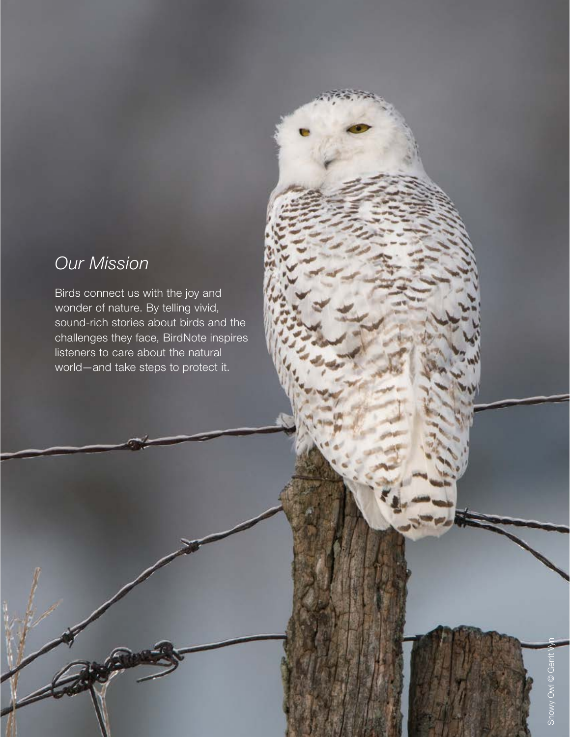## *Our Mission*

Birds connect us with the joy and wonder of nature. By telling vivid, sound-rich stories about birds and the challenges they face, BirdNote inspires listeners to care about the natural world—and take steps to protect it.

Snowy Owl © Gerrit Vyn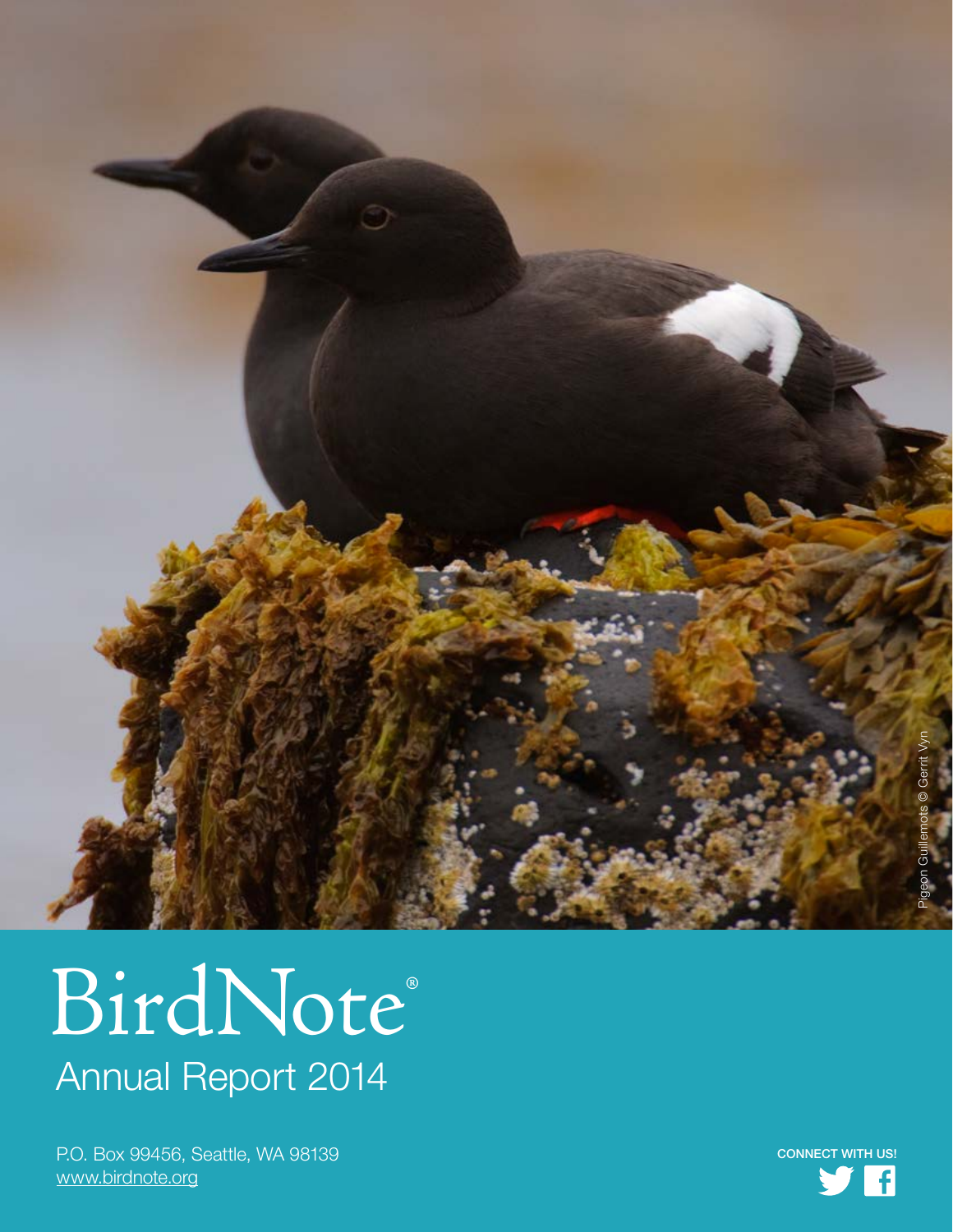Pigeon Guillemots © Gerrit Vyn

# BirdNote®

## Annual Report 2014

P.O. Box 99456, Seattle, WA 98139
www.birdnote.org

CONNECT WITH US!